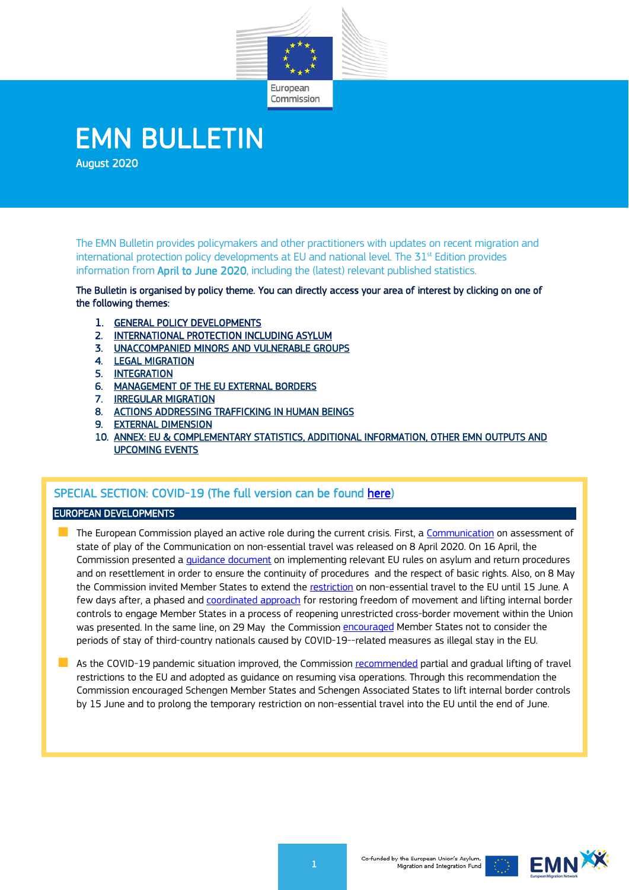# EMN BULLETIN

August 2020

The EMN Bulletin provides policymakers and other practitioners with updates on recent migration and international protection policy developments at EU and national level. The 31st Edition provides information from **April to June 2020**, including the (latest) relevant published statistics.

**The Bulletin is organised by policy theme. You can directly access your area of interest by clicking on one of the following themes:**

1. GENERAL POLICY DEVELOPMENTS
2. INTERNATIONAL PROTECTION INCLUDING ASYLUM
3. UNACCOMPANIED MINORS AND VULNERABLE GROUPS
4. LEGAL MIGRATION
5. INTEGRATION
6. MANAGEMENT OF THE EU EXTERNAL BORDERS
7. IRREGULAR MIGRATION
8. ACTIONS ADDRESSING TRAFFICKING IN HUMAN BEINGS
9. EXTERNAL DIMENSION
10. ANNEX: EU & COMPLEMENTARY STATISTICS, ADDITIONAL INFORMATION, OTHER EMN OUTPUTS AND UPCOMING EVENTS

## SPECIAL SECTION: COVID-19 (The full version can be found here)

### EUROPEAN DEVELOPMENTS

- The European Commission played an active role during the current crisis. First, a Communication on assessment of state of play of the Communication on non-essential travel was released on 8 April 2020. On 16 April, the Commission presented a guidance document on implementing relevant EU rules on asylum and return procedures and on resettlement in order to ensure the continuity of procedures and the respect of basic rights. Also, on 8 May the Commission invited Member States to extend the restriction on non-essential travel to the EU until 15 June. A few days after, a phased and coordinated approach for restoring freedom of movement and lifting internal border controls to engage Member States in a process of reopening unrestricted cross-border movement within the Union was presented. In the same line, on 29 May the Commission encouraged Member States not to consider the periods of stay of third-country nationals caused by COVID-19--related measures as illegal stay in the EU.
- As the COVID-19 pandemic situation improved, the Commission recommended partial and gradual lifting of travel restrictions to the EU and adopted as guidance on resuming visa operations. Through this recommendation the Commission encouraged Schengen Member States and Schengen Associated States to lift internal border controls by 15 June and to prolong the temporary restriction on non-essential travel into the EU until the end of June.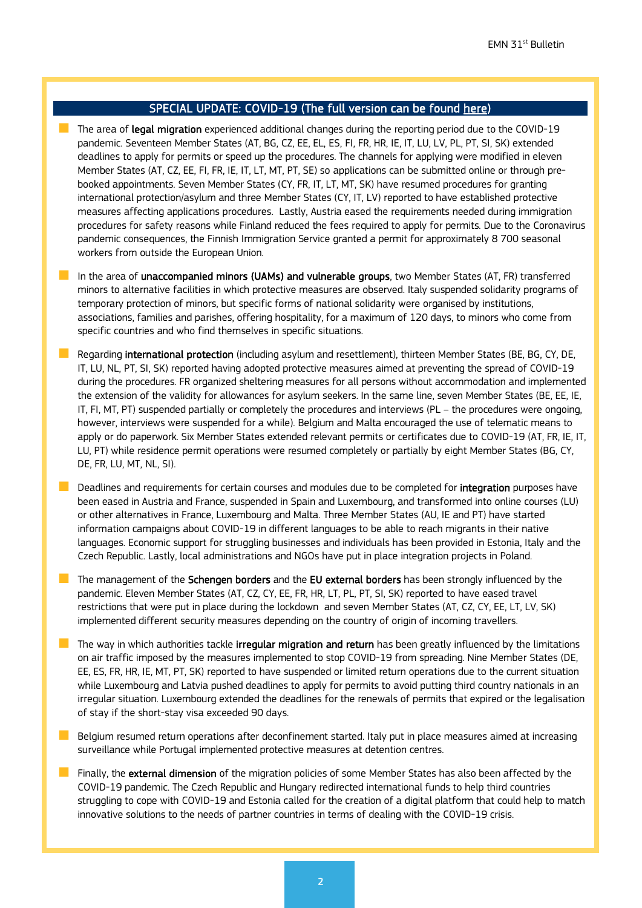## SPECIAL UPDATE: COVID-19 (The full version can be found here)

- The area of **legal migration** experienced additional changes during the reporting period due to the COVID-19 pandemic. Seventeen Member States (AT, BG, CZ, EE, EL, ES, FI, FR, HR, IE, IT, LU, LV, PL, PT, SI, SK) extended deadlines to apply for permits or speed up the procedures. The channels for applying were modified in eleven Member States (AT, CZ, EE, FI, FR, IE, IT, LT, MT, PT, SE) so applications can be submitted online or through pre-booked appointments. Seven Member States (CY, FR, IT, LT, MT, SK) have resumed procedures for granting international protection/asylum and three Member States (CY, IT, LV) reported to have established protective measures affecting applications procedures. Lastly, Austria eased the requirements needed during immigration procedures for safety reasons while Finland reduced the fees required to apply for permits. Due to the Coronavirus pandemic consequences, the Finnish Immigration Service granted a permit for approximately 8 700 seasonal workers from outside the European Union.

- In the area of **unaccompanied minors (UAMs) and vulnerable groups**, two Member States (AT, FR) transferred minors to alternative facilities in which protective measures are observed. Italy suspended solidarity programs of temporary protection of minors, but specific forms of national solidarity were organised by institutions, associations, families and parishes, offering hospitality, for a maximum of 120 days, to minors who come from specific countries and who find themselves in specific situations.

- Regarding **international protection** (including asylum and resettlement), thirteen Member States (BE, BG, CY, DE, IT, LU, NL, PT, SI, SK) reported having adopted protective measures aimed at preventing the spread of COVID-19 during the procedures. FR organized sheltering measures for all persons without accommodation and implemented the extension of the validity for allowances for asylum seekers. In the same line, seven Member States (BE, EE, IE, IT, FI, MT, PT) suspended partially or completely the procedures and interviews (PL – the procedures were ongoing, however, interviews were suspended for a while). Belgium and Malta encouraged the use of telematic means to apply or do paperwork. Six Member States extended relevant permits or certificates due to COVID-19 (AT, FR, IE, IT, LU, PT) while residence permit operations were resumed completely or partially by eight Member States (BG, CY, DE, FR, LU, MT, NL, SI).

- Deadlines and requirements for certain courses and modules due to be completed for **integration** purposes have been eased in Austria and France, suspended in Spain and Luxembourg, and transformed into online courses (LU) or other alternatives in France, Luxembourg and Malta. Three Member States (AU, IE and PT) have started information campaigns about COVID-19 in different languages to be able to reach migrants in their native languages. Economic support for struggling businesses and individuals has been provided in Estonia, Italy and the Czech Republic. Lastly, local administrations and NGOs have put in place integration projects in Poland.

- The management of the **Schengen borders** and the **EU external borders** has been strongly influenced by the pandemic. Eleven Member States (AT, CZ, CY, EE, FR, HR, LT, PL, PT, SI, SK) reported to have eased travel restrictions that were put in place during the lockdown and seven Member States (AT, CZ, CY, EE, LT, LV, SK) implemented different security measures depending on the country of origin of incoming travellers.

- The way in which authorities tackle **irregular migration and return** has been greatly influenced by the limitations on air traffic imposed by the measures implemented to stop COVID-19 from spreading. Nine Member States (DE, EE, ES, FR, HR, IE, MT, PT, SK) reported to have suspended or limited return operations due to the current situation while Luxembourg and Latvia pushed deadlines to apply for permits to avoid putting third country nationals in an irregular situation. Luxembourg extended the deadlines for the renewals of permits that expired or the legalisation of stay if the short-stay visa exceeded 90 days.

- Belgium resumed return operations after deconfinement started. Italy put in place measures aimed at increasing surveillance while Portugal implemented protective measures at detention centres.

- Finally, the **external dimension** of the migration policies of some Member States has also been affected by the COVID-19 pandemic. The Czech Republic and Hungary redirected international funds to help third countries struggling to cope with COVID-19 and Estonia called for the creation of a digital platform that could help to match innovative solutions to the needs of partner countries in terms of dealing with the COVID-19 crisis.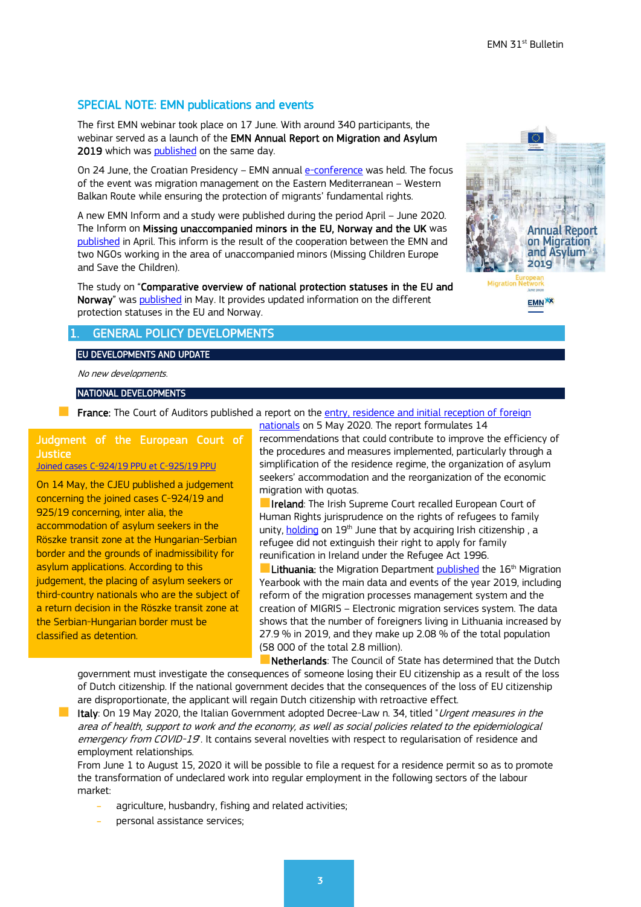## SPECIAL NOTE: EMN publications and events

The first EMN webinar took place on 17 June. With around 340 participants, the webinar served as a launch of the **EMN Annual Report on Migration and Asylum 2019** which was published on the same day.

On 24 June, the Croatian Presidency – EMN annual e-conference was held. The focus of the event was migration management on the Eastern Mediterranean – Western Balkan Route while ensuring the protection of migrants' fundamental rights.

A new EMN Inform and a study were published during the period April – June 2020. The Inform on **Missing unaccompanied minors in the EU, Norway and the UK** was published in April. This inform is the result of the cooperation between the EMN and two NGOs working in the area of unaccompanied minors (Missing Children Europe and Save the Children).

The study on "**Comparative overview of national protection statuses in the EU and Norway**" was published in May. It provides updated information on the different protection statuses in the EU and Norway.

# 1. GENERAL POLICY DEVELOPMENTS

### EU DEVELOPMENTS AND UPDATE

*No new developments.*

### NATIONAL DEVELOPMENTS

- **France**: The Court of Auditors published a report on the entry, residence and initial reception of foreign nationals on 5 May 2020. The report formulates 14 recommendations that could contribute to improve the efficiency of the procedures and measures implemented, particularly through a simplification of the residence regime, the organization of asylum seekers' accommodation and the reorganization of the economic migration with quotas.
- **Ireland**: The Irish Supreme Court recalled European Court of Human Rights jurisprudence on the rights of refugees to family unity, holding on 19th June that by acquiring Irish citizenship , a refugee did not extinguish their right to apply for family reunification in Ireland under the Refugee Act 1996.
- **Lithuania:** the Migration Department published the 16th Migration Yearbook with the main data and events of the year 2019, including reform of the migration processes management system and the creation of MIGRIS – Electronic migration services system. The data shows that the number of foreigners living in Lithuania increased by 27.9 % in 2019, and they make up 2.08 % of the total population (58 000 of the total 2.8 million).
- **Netherlands**: The Council of State has determined that the Dutch government must investigate the consequences of someone losing their EU citizenship as a result of the loss of Dutch citizenship. If the national government decides that the consequences of the loss of EU citizenship are disproportionate, the applicant will regain Dutch citizenship with retroactive effect.
- **Italy**: On 19 May 2020, the Italian Government adopted Decree-Law n. 34, titled "*Urgent measures in the area of health, support to work and the economy, as well as social policies related to the epidemiological emergency from COVID-19*". It contains several novelties with respect to regularisation of residence and employment relationships.

  From June 1 to August 15, 2020 it will be possible to file a request for a residence permit so as to promote the transformation of undeclared work into regular employment in the following sectors of the labour market:

  - agriculture, husbandry, fishing and related activities;
  - personal assistance services;

> **Judgment of the European Court of Justice**
> Joined cases C-924/19 PPU et C-925/19 PPU
>
> On 14 May, the CJEU published a judgement concerning the joined cases C-924/19 and 925/19 concerning, inter alia, the accommodation of asylum seekers in the Röszke transit zone at the Hungarian-Serbian border and the grounds of inadmissibility for asylum applications. According to this judgement, the placing of asylum seekers or third-country nationals who are the subject of a return decision in the Röszke transit zone at the Serbian-Hungarian border must be classified as detention.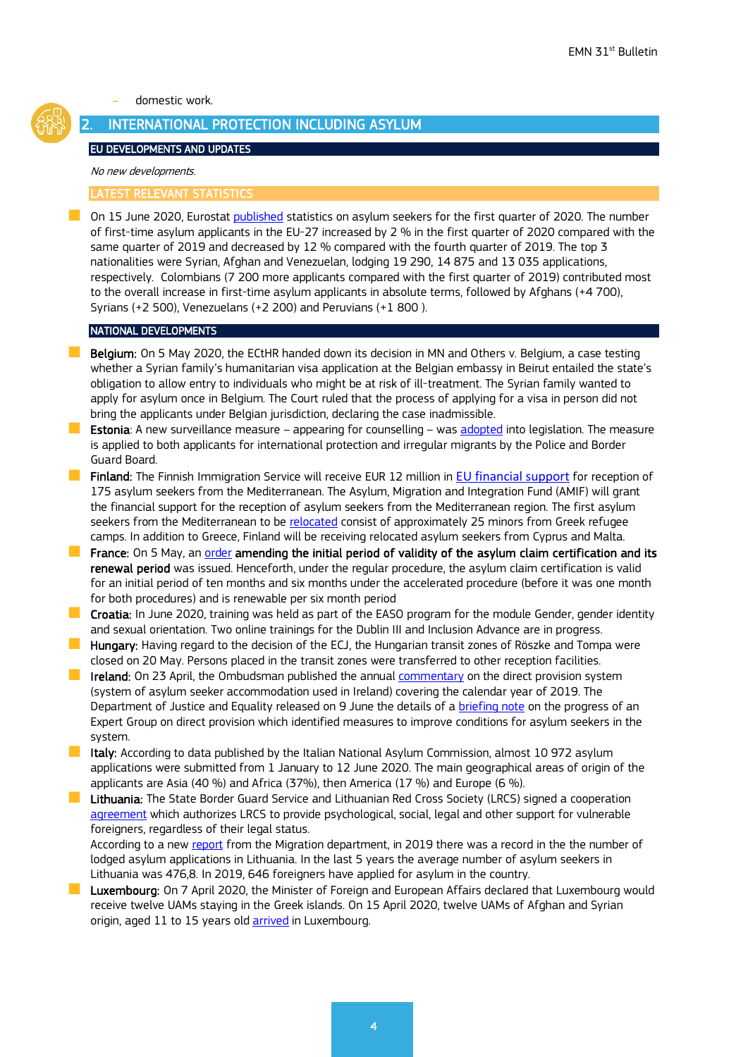- domestic work.

## 2. INTERNATIONAL PROTECTION INCLUDING ASYLUM

### EU DEVELOPMENTS AND UPDATES

*No new developments.*

### LATEST RELEVANT STATISTICS

- On 15 June 2020, Eurostat published statistics on asylum seekers for the first quarter of 2020. The number of first-time asylum applicants in the EU-27 increased by 2 % in the first quarter of 2020 compared with the same quarter of 2019 and decreased by 12 % compared with the fourth quarter of 2019. The top 3 nationalities were Syrian, Afghan and Venezuelan, lodging 19 290, 14 875 and 13 035 applications, respectively. Colombians (7 200 more applicants compared with the first quarter of 2019) contributed most to the overall increase in first-time asylum applicants in absolute terms, followed by Afghans (+4 700), Syrians (+2 500), Venezuelans (+2 200) and Peruvians (+1 800 ).

### NATIONAL DEVELOPMENTS

- **Belgium:** On 5 May 2020, the ECtHR handed down its decision in MN and Others v. Belgium, a case testing whether a Syrian family's humanitarian visa application at the Belgian embassy in Beirut entailed the state's obligation to allow entry to individuals who might be at risk of ill-treatment. The Syrian family wanted to apply for asylum once in Belgium. The Court ruled that the process of applying for a visa in person did not bring the applicants under Belgian jurisdiction, declaring the case inadmissible.
- **Estonia**: A new surveillance measure – appearing for counselling – was adopted into legislation. The measure is applied to both applicants for international protection and irregular migrants by the Police and Border Guard Board.
- **Finland:** The Finnish Immigration Service will receive EUR 12 million in EU financial support for reception of 175 asylum seekers from the Mediterranean. The Asylum, Migration and Integration Fund (AMIF) will grant the financial support for the reception of asylum seekers from the Mediterranean region. The first asylum seekers from the Mediterranean to be relocated consist of approximately 25 minors from Greek refugee camps. In addition to Greece, Finland will be receiving relocated asylum seekers from Cyprus and Malta.
- **France:** On 5 May, an order **amending the initial period of validity of the asylum claim certification and its renewal period** was issued. Henceforth, under the regular procedure, the asylum claim certification is valid for an initial period of ten months and six months under the accelerated procedure (before it was one month for both procedures) and is renewable per six month period
- **Croatia:** In June 2020, training was held as part of the EASO program for the module Gender, gender identity and sexual orientation. Two online trainings for the Dublin III and Inclusion Advance are in progress.
- **Hungary:** Having regard to the decision of the ECJ, the Hungarian transit zones of Röszke and Tompa were closed on 20 May. Persons placed in the transit zones were transferred to other reception facilities.
- **Ireland:** On 23 April, the Ombudsman published the annual commentary on the direct provision system (system of asylum seeker accommodation used in Ireland) covering the calendar year of 2019. The Department of Justice and Equality released on 9 June the details of a briefing note on the progress of an Expert Group on direct provision which identified measures to improve conditions for asylum seekers in the system.
- **Italy:** According to data published by the Italian National Asylum Commission, almost 10 972 asylum applications were submitted from 1 January to 12 June 2020. The main geographical areas of origin of the applicants are Asia (40 %) and Africa (37%), then America (17 %) and Europe (6 %).
- **Lithuania:** The State Border Guard Service and Lithuanian Red Cross Society (LRCS) signed a cooperation agreement which authorizes LRCS to provide psychological, social, legal and other support for vulnerable foreigners, regardless of their legal status.
  According to a new report from the Migration department, in 2019 there was a record in the the number of lodged asylum applications in Lithuania. In the last 5 years the average number of asylum seekers in Lithuania was 476,8. In 2019, 646 foreigners have applied for asylum in the country.
- **Luxembourg:** On 7 April 2020, the Minister of Foreign and European Affairs declared that Luxembourg would receive twelve UAMs staying in the Greek islands. On 15 April 2020, twelve UAMs of Afghan and Syrian origin, aged 11 to 15 years old arrived in Luxembourg.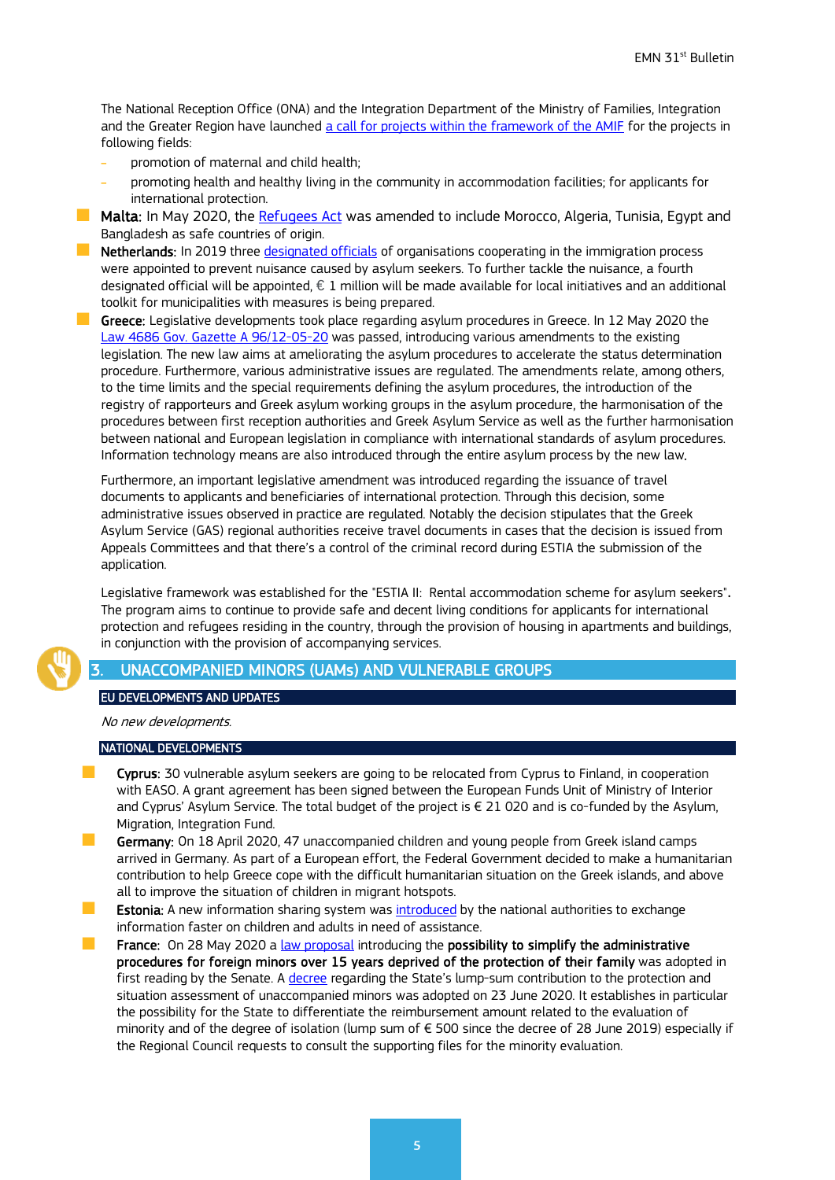The National Reception Office (ONA) and the Integration Department of the Ministry of Families, Integration and the Greater Region have launched a call for projects within the framework of the AMIF for the projects in following fields:

- promotion of maternal and child health;
- promoting health and healthy living in the community in accommodation facilities; for applicants for international protection.

- **Malta:** In May 2020, the Refugees Act was amended to include Morocco, Algeria, Tunisia, Egypt and Bangladesh as safe countries of origin.
- **Netherlands:** In 2019 three designated officials of organisations cooperating in the immigration process were appointed to prevent nuisance caused by asylum seekers. To further tackle the nuisance, a fourth designated official will be appointed, € 1 million will be made available for local initiatives and an additional toolkit for municipalities with measures is being prepared.
- **Greece:** Legislative developments took place regarding asylum procedures in Greece. In 12 May 2020 the Law 4686 Gov. Gazette A 96/12-05-20 was passed, introducing various amendments to the existing legislation. The new law aims at ameliorating the asylum procedures to accelerate the status determination procedure. Furthermore, various administrative issues are regulated. The amendments relate, among others, to the time limits and the special requirements defining the asylum procedures, the introduction of the registry of rapporteurs and Greek asylum working groups in the asylum procedure, the harmonisation of the procedures between first reception authorities and Greek Asylum Service as well as the further harmonisation between national and European legislation in compliance with international standards of asylum procedures. Information technology means are also introduced through the entire asylum process by the new law.

  Furthermore, an important legislative amendment was introduced regarding the issuance of travel documents to applicants and beneficiaries of international protection. Through this decision, some administrative issues observed in practice are regulated. Notably the decision stipulates that the Greek Asylum Service (GAS) regional authorities receive travel documents in cases that the decision is issued from Appeals Committees and that there's a control of the criminal record during ESTIA the submission of the application.

  Legislative framework was established for the "ESTIA II: Rental accommodation scheme for asylum seekers". The program aims to continue to provide safe and decent living conditions for applicants for international protection and refugees residing in the country, through the provision of housing in apartments and buildings, in conjunction with the provision of accompanying services.

## 3. UNACCOMPANIED MINORS (UAMs) AND VULNERABLE GROUPS

### EU DEVELOPMENTS AND UPDATES

*No new developments.*

### NATIONAL DEVELOPMENTS

- **Cyprus:** 30 vulnerable asylum seekers are going to be relocated from Cyprus to Finland, in cooperation with EASO. A grant agreement has been signed between the European Funds Unit of Ministry of Interior and Cyprus' Asylum Service. The total budget of the project is € 21 020 and is co-funded by the Asylum, Migration, Integration Fund.
- **Germany:** On 18 April 2020, 47 unaccompanied children and young people from Greek island camps arrived in Germany. As part of a European effort, the Federal Government decided to make a humanitarian contribution to help Greece cope with the difficult humanitarian situation on the Greek islands, and above all to improve the situation of children in migrant hotspots.
- **Estonia:** A new information sharing system was introduced by the national authorities to exchange information faster on children and adults in need of assistance.
- **France:** On 28 May 2020 a law proposal introducing the **possibility to simplify the administrative procedures for foreign minors over 15 years deprived of the protection of their family** was adopted in first reading by the Senate. A decree regarding the State's lump-sum contribution to the protection and situation assessment of unaccompanied minors was adopted on 23 June 2020. It establishes in particular the possibility for the State to differentiate the reimbursement amount related to the evaluation of minority and of the degree of isolation (lump sum of € 500 since the decree of 28 June 2019) especially if the Regional Council requests to consult the supporting files for the minority evaluation.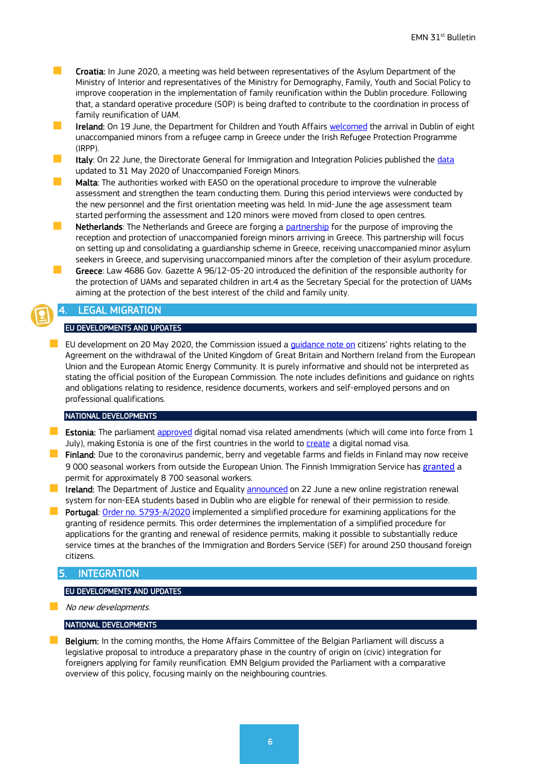- **Croatia:** In June 2020, a meeting was held between representatives of the Asylum Department of the Ministry of Interior and representatives of the Ministry for Demography, Family, Youth and Social Policy to improve cooperation in the implementation of family reunification within the Dublin procedure. Following that, a standard operative procedure (SOP) is being drafted to contribute to the coordination in process of family reunification of UAM.
- **Ireland:** On 19 June, the Department for Children and Youth Affairs welcomed the arrival in Dublin of eight unaccompanied minors from a refugee camp in Greece under the Irish Refugee Protection Programme (IRPP).
- **Italy**: On 22 June, the Directorate General for Immigration and Integration Policies published the data updated to 31 May 2020 of Unaccompanied Foreign Minors.
- **Malta**: The authorities worked with EASO on the operational procedure to improve the vulnerable assessment and strengthen the team conducting them. During this period interviews were conducted by the new personnel and the first orientation meeting was held. In mid-June the age assessment team started performing the assessment and 120 minors were moved from closed to open centres.
- **Netherlands**: The Netherlands and Greece are forging a partnership for the purpose of improving the reception and protection of unaccompanied foreign minors arriving in Greece. This partnership will focus on setting up and consolidating a guardianship scheme in Greece, receiving unaccompanied minor asylum seekers in Greece, and supervising unaccompanied minors after the completion of their asylum procedure.
- **Greece**: Law 4686 Gov. Gazette A 96/12-05-20 introduced the definition of the responsible authority for the protection of UAMs and separated children in art.4 as the Secretary Special for the protection of UAMs aiming at the protection of the best interest of the child and family unity.

## 4. LEGAL MIGRATION

### EU DEVELOPMENTS AND UPDATES

- EU development on 20 May 2020, the Commission issued a guidance note on citizens' rights relating to the Agreement on the withdrawal of the United Kingdom of Great Britain and Northern Ireland from the European Union and the European Atomic Energy Community. It is purely informative and should not be interpreted as stating the official position of the European Commission. The note includes definitions and guidance on rights and obligations relating to residence, residence documents, workers and self-employed persons and on professional qualifications.

### NATIONAL DEVELOPMENTS

- **Estonia:** The parliament approved digital nomad visa related amendments (which will come into force from 1 July), making Estonia is one of the first countries in the world to create a digital nomad visa.
- **Finland:** Due to the coronavirus pandemic, berry and vegetable farms and fields in Finland may now receive 9 000 seasonal workers from outside the European Union. The Finnish Immigration Service has granted a permit for approximately 8 700 seasonal workers.
- **Ireland:** The Department of Justice and Equality announced on 22 June a new online registration renewal system for non-EEA students based in Dublin who are eligible for renewal of their permission to reside.
- **Portugal**: Order no. 5793-A/2020 implemented a simplified procedure for examining applications for the granting of residence permits. This order determines the implementation of a simplified procedure for applications for the granting and renewal of residence permits, making it possible to substantially reduce service times at the branches of the Immigration and Borders Service (SEF) for around 250 thousand foreign citizens.

## 5. INTEGRATION

### EU DEVELOPMENTS AND UPDATES

- *No new developments.*

### NATIONAL DEVELOPMENTS

- **Belgium:** In the coming months, the Home Affairs Committee of the Belgian Parliament will discuss a legislative proposal to introduce a preparatory phase in the country of origin on (civic) integration for foreigners applying for family reunification. EMN Belgium provided the Parliament with a comparative overview of this policy, focusing mainly on the neighbouring countries.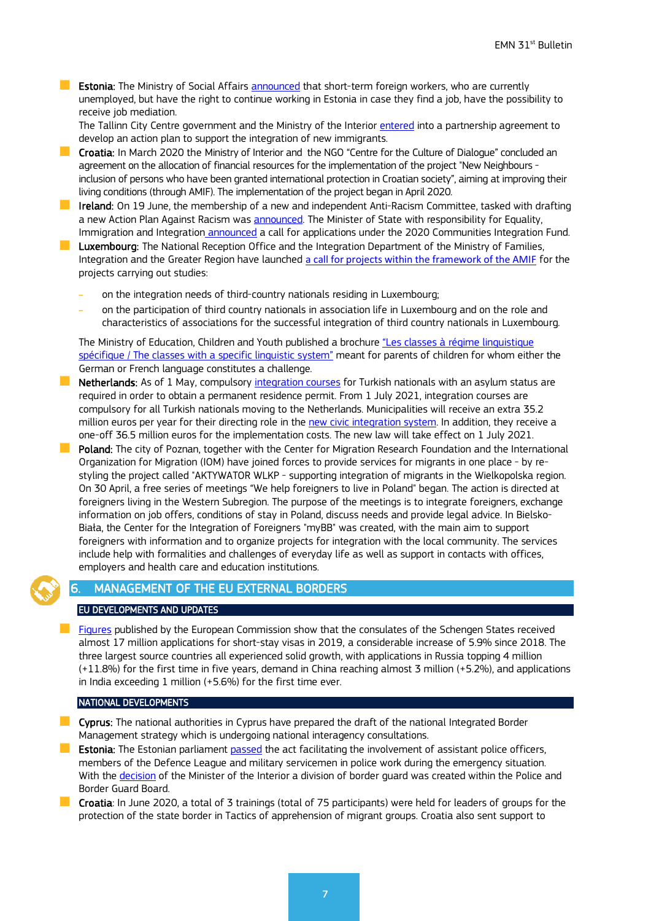- **Estonia:** The Ministry of Social Affairs announced that short-term foreign workers, who are currently unemployed, but have the right to continue working in Estonia in case they find a job, have the possibility to receive job mediation.
  The Tallinn City Centre government and the Ministry of the Interior entered into a partnership agreement to develop an action plan to support the integration of new immigrants.
- **Croatia:** In March 2020 the Ministry of Interior and the NGO "Centre for the Culture of Dialogue" concluded an agreement on the allocation of financial resources for the implementation of the project "New Neighbours - inclusion of persons who have been granted international protection in Croatian society", aiming at improving their living conditions (through AMIF). The implementation of the project began in April 2020.
- **Ireland:** On 19 June, the membership of a new and independent Anti-Racism Committee, tasked with drafting a new Action Plan Against Racism was announced. The Minister of State with responsibility for Equality, Immigration and Integration announced a call for applications under the 2020 Communities Integration Fund.
- **Luxembourg:** The National Reception Office and the Integration Department of the Ministry of Families, Integration and the Greater Region have launched a call for projects within the framework of the AMIF for the projects carrying out studies:
  - on the integration needs of third-country nationals residing in Luxembourg;
  - on the participation of third country nationals in association life in Luxembourg and on the role and characteristics of associations for the successful integration of third country nationals in Luxembourg.

  The Ministry of Education, Children and Youth published a brochure "Les classes à régime linguistique spécifique / The classes with a specific linguistic system" meant for parents of children for whom either the German or French language constitutes a challenge.
- **Netherlands:** As of 1 May, compulsory integration courses for Turkish nationals with an asylum status are required in order to obtain a permanent residence permit. From 1 July 2021, integration courses are compulsory for all Turkish nationals moving to the Netherlands. Municipalities will receive an extra 35.2 million euros per year for their directing role in the new civic integration system. In addition, they receive a one-off 36.5 million euros for the implementation costs. The new law will take effect on 1 July 2021.
- **Poland:** The city of Poznan, together with the Center for Migration Research Foundation and the International Organization for Migration (IOM) have joined forces to provide services for migrants in one place - by re-styling the project called "AKTYWATOR WLKP - supporting integration of migrants in the Wielkopolska region. On 30 April, a free series of meetings "We help foreigners to live in Poland" began. The action is directed at foreigners living in the Western Subregion. The purpose of the meetings is to integrate foreigners, exchange information on job offers, conditions of stay in Poland, discuss needs and provide legal advice. In Bielsko-Biała, the Center for the Integration of Foreigners "myBB" was created, with the main aim to support foreigners with information and to organize projects for integration with the local community. The services include help with formalities and challenges of everyday life as well as support in contacts with offices, employers and health care and education institutions.

## 6. MANAGEMENT OF THE EU EXTERNAL BORDERS

### EU DEVELOPMENTS AND UPDATES

- Figures published by the European Commission show that the consulates of the Schengen States received almost 17 million applications for short-stay visas in 2019, a considerable increase of 5.9% since 2018. The three largest source countries all experienced solid growth, with applications in Russia topping 4 million (+11.8%) for the first time in five years, demand in China reaching almost 3 million (+5.2%), and applications in India exceeding 1 million (+5.6%) for the first time ever.

### NATIONAL DEVELOPMENTS

- **Cyprus:** The national authorities in Cyprus have prepared the draft of the national Integrated Border Management strategy which is undergoing national interagency consultations.
- **Estonia:** The Estonian parliament passed the act facilitating the involvement of assistant police officers, members of the Defence League and military servicemen in police work during the emergency situation. With the decision of the Minister of the Interior a division of border guard was created within the Police and Border Guard Board.
- **Croatia**: In June 2020, a total of 3 trainings (total of 75 participants) were held for leaders of groups for the protection of the state border in Tactics of apprehension of migrant groups. Croatia also sent support to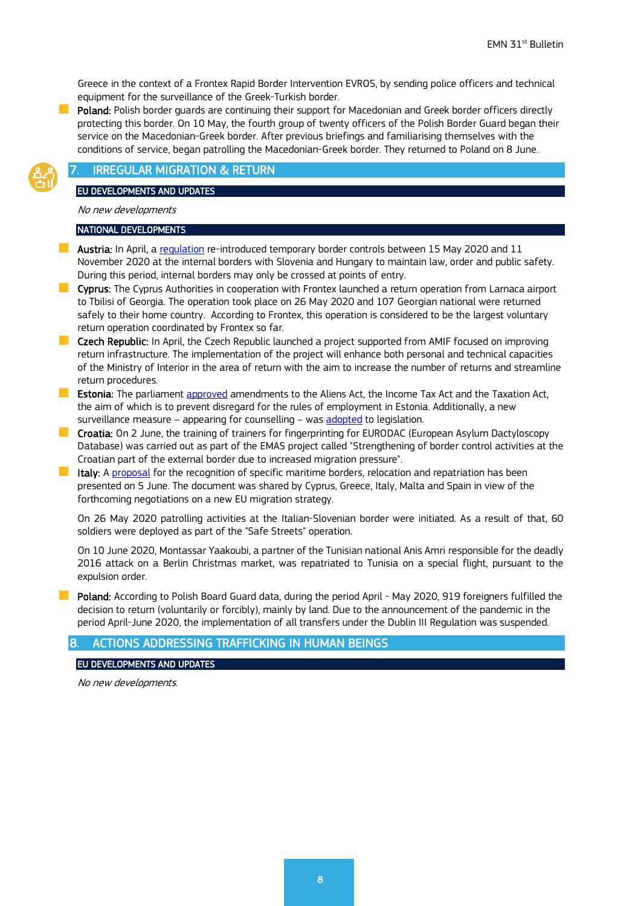Greece in the context of a Frontex Rapid Border Intervention EVROS, by sending police officers and technical equipment for the surveillance of the Greek-Turkish border.

- **Poland:** Polish border guards are continuing their support for Macedonian and Greek border officers directly protecting this border. On 10 May, the fourth group of twenty officers of the Polish Border Guard began their service on the Macedonian-Greek border. After previous briefings and familiarising themselves with the conditions of service, began patrolling the Macedonian-Greek border. They returned to Poland on 8 June.

## 7. IRREGULAR MIGRATION & RETURN

### EU DEVELOPMENTS AND UPDATES

*No new developments*

### NATIONAL DEVELOPMENTS

- **Austria:** In April, a regulation re-introduced temporary border controls between 15 May 2020 and 11 November 2020 at the internal borders with Slovenia and Hungary to maintain law, order and public safety. During this period, internal borders may only be crossed at points of entry.
- **Cyprus:** The Cyprus Authorities in cooperation with Frontex launched a return operation from Larnaca airport to Tbilisi of Georgia. The operation took place on 26 May 2020 and 107 Georgian national were returned safely to their home country. According to Frontex, this operation is considered to be the largest voluntary return operation coordinated by Frontex so far.
- **Czech Republic:** In April, the Czech Republic launched a project supported from AMIF focused on improving return infrastructure. The implementation of the project will enhance both personal and technical capacities of the Ministry of Interior in the area of return with the aim to increase the number of returns and streamline return procedures.
- **Estonia:** The parliament approved amendments to the Aliens Act, the Income Tax Act and the Taxation Act, the aim of which is to prevent disregard for the rules of employment in Estonia. Additionally, a new surveillance measure – appearing for counselling – was adopted to legislation.
- **Croatia:** On 2 June, the training of trainers for fingerprinting for EURODAC (European Asylum Dactyloscopy Database) was carried out as part of the EMAS project called "Strengthening of border control activities at the Croatian part of the external border due to increased migration pressure".
- **Italy:** A proposal for the recognition of specific maritime borders, relocation and repatriation has been presented on 5 June. The document was shared by Cyprus, Greece, Italy, Malta and Spain in view of the forthcoming negotiations on a new EU migration strategy.

  On 26 May 2020 patrolling activities at the Italian-Slovenian border were initiated. As a result of that, 60 soldiers were deployed as part of the "Safe Streets" operation.

  On 10 June 2020, Montassar Yaakoubi, a partner of the Tunisian national Anis Amri responsible for the deadly 2016 attack on a Berlin Christmas market, was repatriated to Tunisia on a special flight, pursuant to the expulsion order.

- **Poland:** According to Polish Board Guard data, during the period April - May 2020, 919 foreigners fulfilled the decision to return (voluntarily or forcibly), mainly by land. Due to the announcement of the pandemic in the period April-June 2020, the implementation of all transfers under the Dublin III Regulation was suspended.

## 8. ACTIONS ADDRESSING TRAFFICKING IN HUMAN BEINGS

### EU DEVELOPMENTS AND UPDATES

*No new developments.*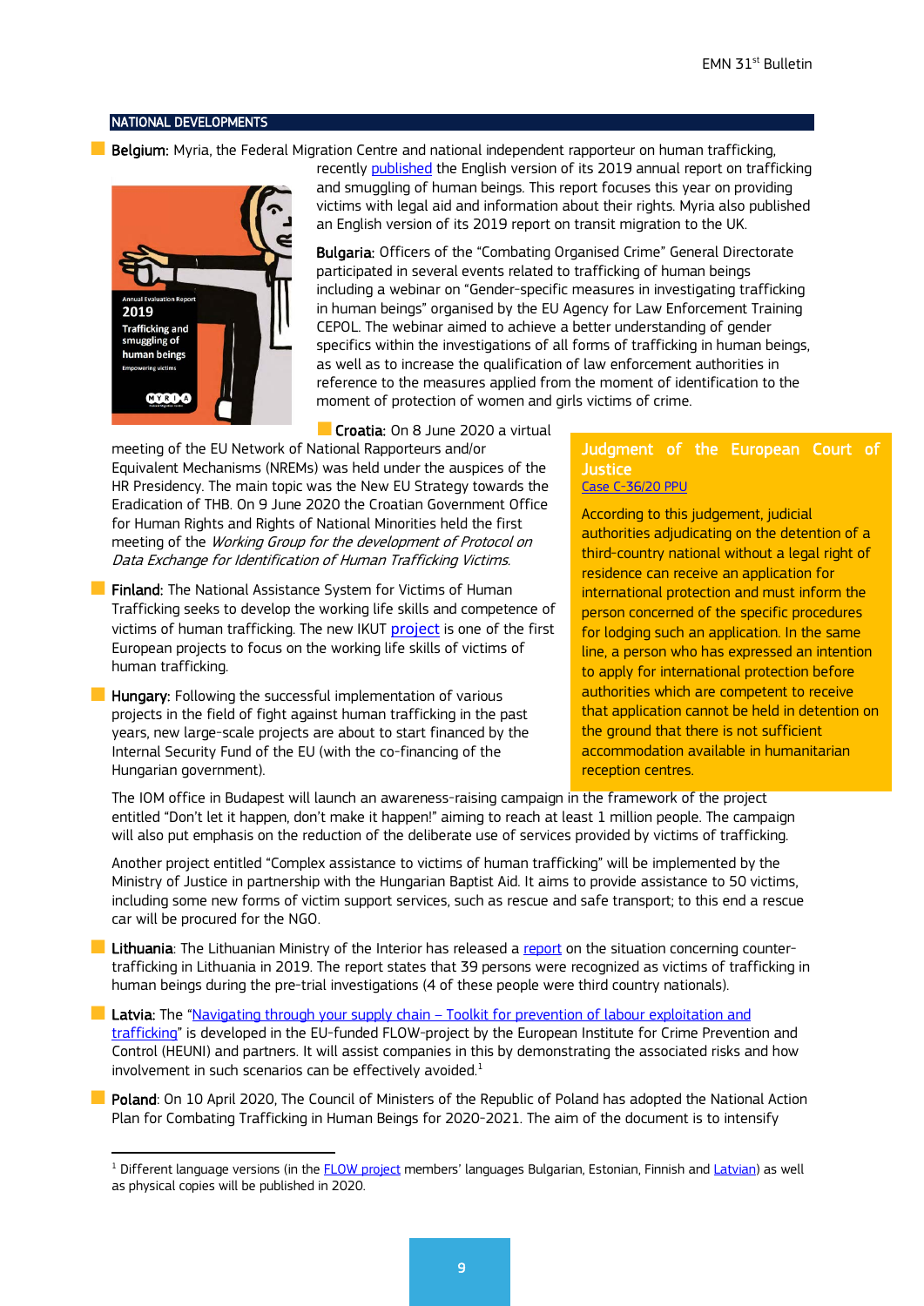## NATIONAL DEVELOPMENTS

**Belgium:** Myria, the Federal Migration Centre and national independent rapporteur on human trafficking, recently published the English version of its 2019 annual report on trafficking and smuggling of human beings. This report focuses this year on providing victims with legal aid and information about their rights. Myria also published an English version of its 2019 report on transit migration to the UK.

**Bulgaria:** Officers of the "Combating Organised Crime" General Directorate participated in several events related to trafficking of human beings including a webinar on "Gender-specific measures in investigating trafficking in human beings" organised by the EU Agency for Law Enforcement Training CEPOL. The webinar aimed to achieve a better understanding of gender specifics within the investigations of all forms of trafficking in human beings, as well as to increase the qualification of law enforcement authorities in reference to the measures applied from the moment of identification to the moment of protection of women and girls victims of crime.

**Croatia:** On 8 June 2020 a virtual meeting of the EU Network of National Rapporteurs and/or Equivalent Mechanisms (NREMs) was held under the auspices of the HR Presidency. The main topic was the New EU Strategy towards the Eradication of THB. On 9 June 2020 the Croatian Government Office for Human Rights and Rights of National Minorities held the first meeting of the *Working Group for the development of Protocol on Data Exchange for Identification of Human Trafficking Victims.*

**Finland:** The National Assistance System for Victims of Human Trafficking seeks to develop the working life skills and competence of victims of human trafficking. The new IKUT project is one of the first European projects to focus on the working life skills of victims of human trafficking.

**Hungary:** Following the successful implementation of various projects in the field of fight against human trafficking in the past years, new large-scale projects are about to start financed by the Internal Security Fund of the EU (with the co-financing of the Hungarian government).

The IOM office in Budapest will launch an awareness-raising campaign in the framework of the project entitled "Don't let it happen, don't make it happen!" aiming to reach at least 1 million people. The campaign will also put emphasis on the reduction of the deliberate use of services provided by victims of trafficking.

Another project entitled "Complex assistance to victims of human trafficking" will be implemented by the Ministry of Justice in partnership with the Hungarian Baptist Aid. It aims to provide assistance to 50 victims, including some new forms of victim support services, such as rescue and safe transport; to this end a rescue car will be procured for the NGO.

> **Judgment of the European Court of Justice**
>
> Case C-36/20 PPU
>
> According to this judgement, judicial authorities adjudicating on the detention of a third-country national without a legal right of residence can receive an application for international protection and must inform the person concerned of the specific procedures for lodging such an application. In the same line, a person who has expressed an intention to apply for international protection before authorities which are competent to receive that application cannot be held in detention on the ground that there is not sufficient accommodation available in humanitarian reception centres.

**Lithuania**: The Lithuanian Ministry of the Interior has released a report on the situation concerning counter-trafficking in Lithuania in 2019. The report states that 39 persons were recognized as victims of trafficking in human beings during the pre-trial investigations (4 of these people were third country nationals).

**Latvia:** The "Navigating through your supply chain – Toolkit for prevention of labour exploitation and trafficking" is developed in the EU-funded FLOW-project by the European Institute for Crime Prevention and Control (HEUNI) and partners. It will assist companies in this by demonstrating the associated risks and how involvement in such scenarios can be effectively avoided.[1]

**Poland**: On 10 April 2020, The Council of Ministers of the Republic of Poland has adopted the National Action Plan for Combating Trafficking in Human Beings for 2020-2021. The aim of the document is to intensify

---

[1] Different language versions (in the FLOW project members' languages Bulgarian, Estonian, Finnish and Latvian) as well as physical copies will be published in 2020.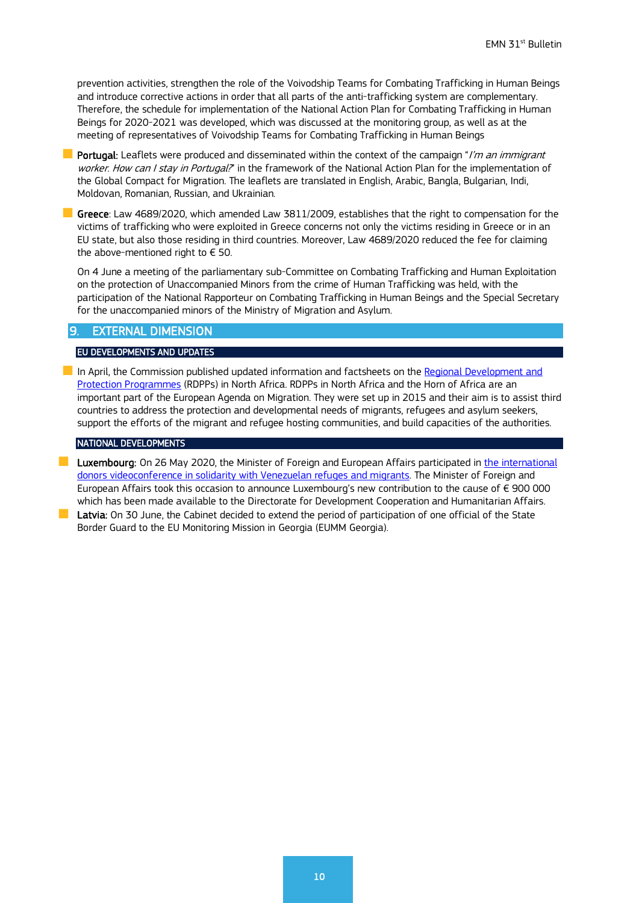prevention activities, strengthen the role of the Voivodship Teams for Combating Trafficking in Human Beings and introduce corrective actions in order that all parts of the anti-trafficking system are complementary. Therefore, the schedule for implementation of the National Action Plan for Combating Trafficking in Human Beings for 2020-2021 was developed, which was discussed at the monitoring group, as well as at the meeting of representatives of Voivodship Teams for Combating Trafficking in Human Beings

- **Portugal:** Leaflets were produced and disseminated within the context of the campaign "*I'm an immigrant worker. How can I stay in Portugal?*" in the framework of the National Action Plan for the implementation of the Global Compact for Migration. The leaflets are translated in English, Arabic, Bangla, Bulgarian, Indi, Moldovan, Romanian, Russian, and Ukrainian.

- **Greece**: Law 4689/2020, which amended Law 3811/2009, establishes that the right to compensation for the victims of trafficking who were exploited in Greece concerns not only the victims residing in Greece or in an EU state, but also those residing in third countries. Moreover, Law 4689/2020 reduced the fee for claiming the above-mentioned right to € 50.

  On 4 June a meeting of the parliamentary sub-Committee on Combating Trafficking and Human Exploitation on the protection of Unaccompanied Minors from the crime of Human Trafficking was held, with the participation of the National Rapporteur on Combating Trafficking in Human Beings and the Special Secretary for the unaccompanied minors of the Ministry of Migration and Asylum.

## 9. EXTERNAL DIMENSION

### EU DEVELOPMENTS AND UPDATES

- In April, the Commission published updated information and factsheets on the Regional Development and Protection Programmes (RDPPs) in North Africa. RDPPs in North Africa and the Horn of Africa are an important part of the European Agenda on Migration. They were set up in 2015 and their aim is to assist third countries to address the protection and developmental needs of migrants, refugees and asylum seekers, support the efforts of the migrant and refugee hosting communities, and build capacities of the authorities.

### NATIONAL DEVELOPMENTS

- **Luxembourg:** On 26 May 2020, the Minister of Foreign and European Affairs participated in the international donors videoconference in solidarity with Venezuelan refuges and migrants. The Minister of Foreign and European Affairs took this occasion to announce Luxembourg's new contribution to the cause of € 900 000 which has been made available to the Directorate for Development Cooperation and Humanitarian Affairs.
- **Latvia:** On 30 June, the Cabinet decided to extend the period of participation of one official of the State Border Guard to the EU Monitoring Mission in Georgia (EUMM Georgia).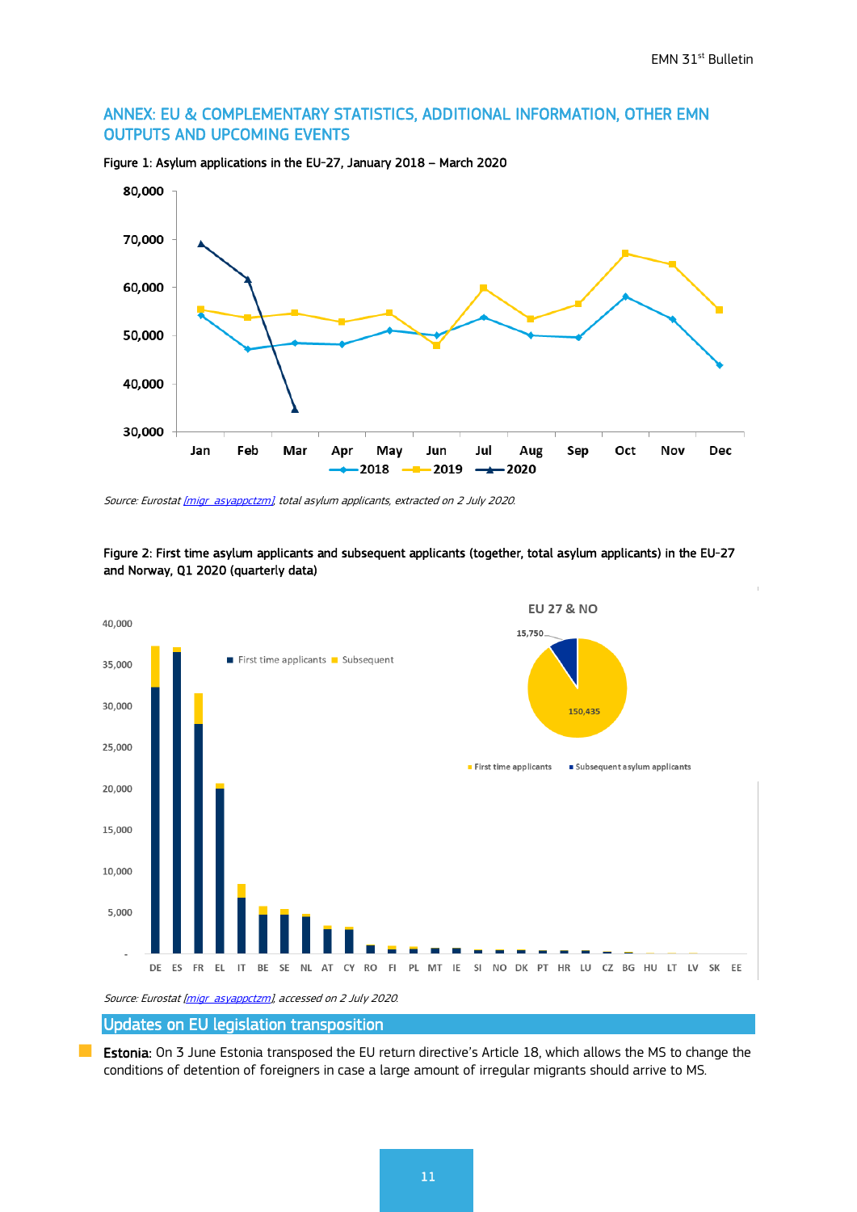## ANNEX: EU & COMPLEMENTARY STATISTICS, ADDITIONAL INFORMATION, OTHER EMN OUTPUTS AND UPCOMING EVENTS

Figure 1: Asylum applications in the EU-27, January 2018 – March 2020

*Source: Eurostat [migr_asyappctzm], total asylum applicants, extracted on 2 July 2020.*

Figure 2: First time asylum applicants and subsequent applicants (together, total asylum applicants) in the EU-27 and Norway, Q1 2020 (quarterly data)

*Source: Eurostat [migr_asyappctzm], accessed on 2 July 2020.*

## Updates on EU legislation transposition

- **Estonia:** On 3 June Estonia transposed the EU return directive's Article 18, which allows the MS to change the conditions of detention of foreigners in case a large amount of irregular migrants should arrive to MS.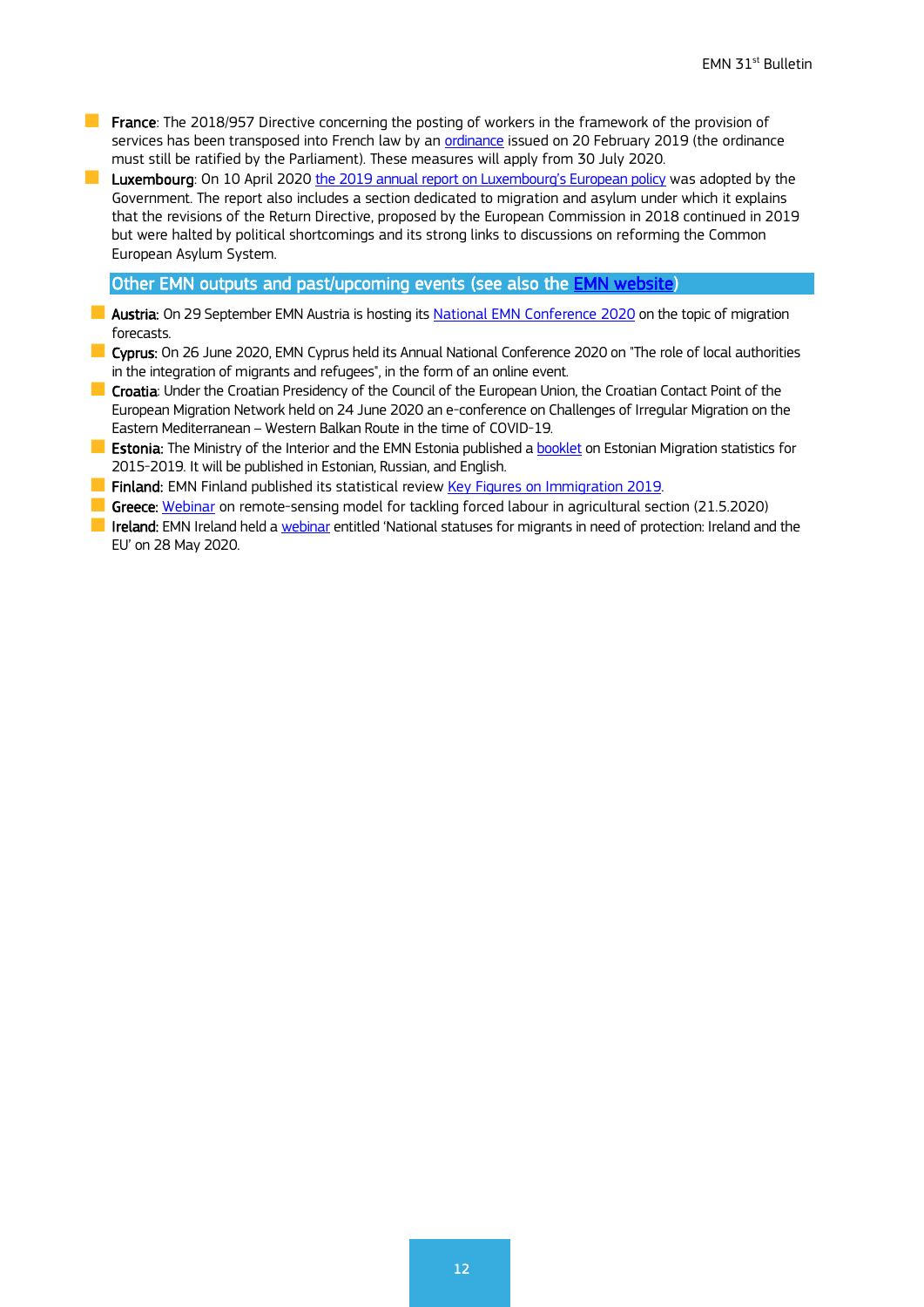- **France**: The 2018/957 Directive concerning the posting of workers in the framework of the provision of services has been transposed into French law by an ordinance issued on 20 February 2019 (the ordinance must still be ratified by the Parliament). These measures will apply from 30 July 2020.
- **Luxembourg**: On 10 April 2020 the 2019 annual report on Luxembourg's European policy was adopted by the Government. The report also includes a section dedicated to migration and asylum under which it explains that the revisions of the Return Directive, proposed by the European Commission in 2018 continued in 2019 but were halted by political shortcomings and its strong links to discussions on reforming the Common European Asylum System.

## Other EMN outputs and past/upcoming events (see also the EMN website)

- **Austria:** On 29 September EMN Austria is hosting its National EMN Conference 2020 on the topic of migration forecasts.
- **Cyprus:** On 26 June 2020, EMN Cyprus held its Annual National Conference 2020 on "The role of local authorities in the integration of migrants and refugees", in the form of an online event.
- **Croatia**: Under the Croatian Presidency of the Council of the European Union, the Croatian Contact Point of the European Migration Network held on 24 June 2020 an e-conference on Challenges of Irregular Migration on the Eastern Mediterranean – Western Balkan Route in the time of COVID-19.
- **Estonia:** The Ministry of the Interior and the EMN Estonia published a booklet on Estonian Migration statistics for 2015-2019. It will be published in Estonian, Russian, and English.
- **Finland:** EMN Finland published its statistical review Key Figures on Immigration 2019.
- **Greece:** Webinar on remote-sensing model for tackling forced labour in agricultural section (21.5.2020)
- **Ireland:** EMN Ireland held a webinar entitled 'National statuses for migrants in need of protection: Ireland and the EU' on 28 May 2020.